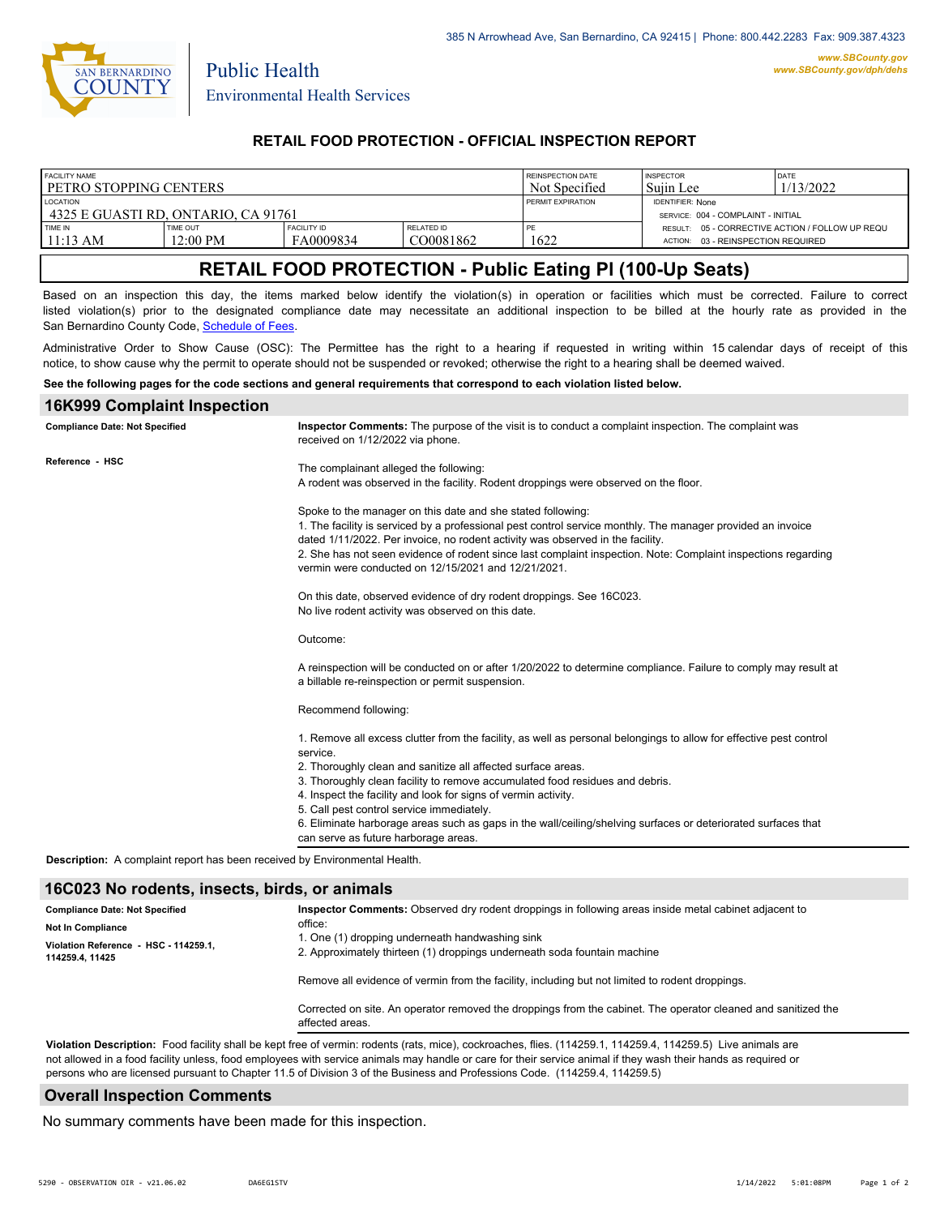385 N Arrowhead Ave, San Bernardino, CA 92415 | Phone: 800.442.2283 Fax: 909.387.4323

www.SBCounty.gov
www.SBCounty.gov/dph/dehs

SAN BERNARDINO COUNTY

Public Health
Environmental Health Services

## RETAIL FOOD PROTECTION - OFFICIAL INSPECTION REPORT

| FACILITY NAME | | | | REINSPECTION DATE | INSPECTOR | DATE |
|---|---|---|---|---|---|---|
| PETRO STOPPING CENTERS | | | | Not Specified | Sujin Lee | 1/13/2022 |
| LOCATION | | | | PERMIT EXPIRATION | IDENTIFIER: None | |
| 4325 E GUASTI RD, ONTARIO, CA 91761 | | | | | SERVICE: 004 - COMPLAINT - INITIAL | |
| TIME IN | TIME OUT | FACILITY ID | RELATED ID | PE | RESULT: 05 - CORRECTIVE ACTION / FOLLOW UP REQU | |
| 11:13 AM | 12:00 PM | FA0009834 | CO0081862 | 1622 | ACTION: 03 - REINSPECTION REQUIRED | |

# RETAIL FOOD PROTECTION - Public Eating Pl (100-Up Seats)

Based on an inspection this day, the items marked below identify the violation(s) in operation or facilities which must be corrected. Failure to correct listed violation(s) prior to the designated compliance date may necessitate an additional inspection to be billed at the hourly rate as provided in the San Bernardino County Code, Schedule of Fees.

Administrative Order to Show Cause (OSC): The Permittee has the right to a hearing if requested in writing within 15 calendar days of receipt of this notice, to show cause why the permit to operate should not be suspended or revoked; otherwise the right to a hearing shall be deemed waived.

**See the following pages for the code sections and general requirements that correspond to each violation listed below.**

## 16K999 Complaint Inspection

**Compliance Date: Not Specified**

**Reference - HSC**

**Inspector Comments:** The purpose of the visit is to conduct a complaint inspection. The complaint was received on 1/12/2022 via phone.

The complainant alleged the following:
A rodent was observed in the facility. Rodent droppings were observed on the floor.

Spoke to the manager on this date and she stated following:
1. The facility is serviced by a professional pest control service monthly. The manager provided an invoice dated 1/11/2022. Per invoice, no rodent activity was observed in the facility.
2. She has not seen evidence of rodent since last complaint inspection. Note: Complaint inspections regarding vermin were conducted on 12/15/2021 and 12/21/2021.

On this date, observed evidence of dry rodent droppings. See 16C023.
No live rodent activity was observed on this date.

Outcome:

A reinspection will be conducted on or after 1/20/2022 to determine compliance. Failure to comply may result at a billable re-reinspection or permit suspension.

Recommend following:

1. Remove all excess clutter from the facility, as well as personal belongings to allow for effective pest control service.
2. Thoroughly clean and sanitize all affected surface areas.
3. Thoroughly clean facility to remove accumulated food residues and debris.
4. Inspect the facility and look for signs of vermin activity.
5. Call pest control service immediately.
6. Eliminate harborage areas such as gaps in the wall/ceiling/shelving surfaces or deteriorated surfaces that can serve as future harborage areas.

**Description:** A complaint report has been received by Environmental Health.

## 16C023 No rodents, insects, birds, or animals

**Compliance Date: Not Specified**

**Not In Compliance**

**Violation Reference - HSC - 114259.1, 114259.4, 11425**

**Inspector Comments:** Observed dry rodent droppings in following areas inside metal cabinet adjacent to office:
1. One (1) dropping underneath handwashing sink
2. Approximately thirteen (1) droppings underneath soda fountain machine

Remove all evidence of vermin from the facility, including but not limited to rodent droppings.

Corrected on site. An operator removed the droppings from the cabinet. The operator cleaned and sanitized the affected areas.

**Violation Description:** Food facility shall be kept free of vermin: rodents (rats, mice), cockroaches, flies. (114259.1, 114259.4, 114259.5) Live animals are not allowed in a food facility unless, food employees with service animals may handle or care for their service animal if they wash their hands as required or persons who are licensed pursuant to Chapter 11.5 of Division 3 of the Business and Professions Code. (114259.4, 114259.5)

## Overall Inspection Comments

No summary comments have been made for this inspection.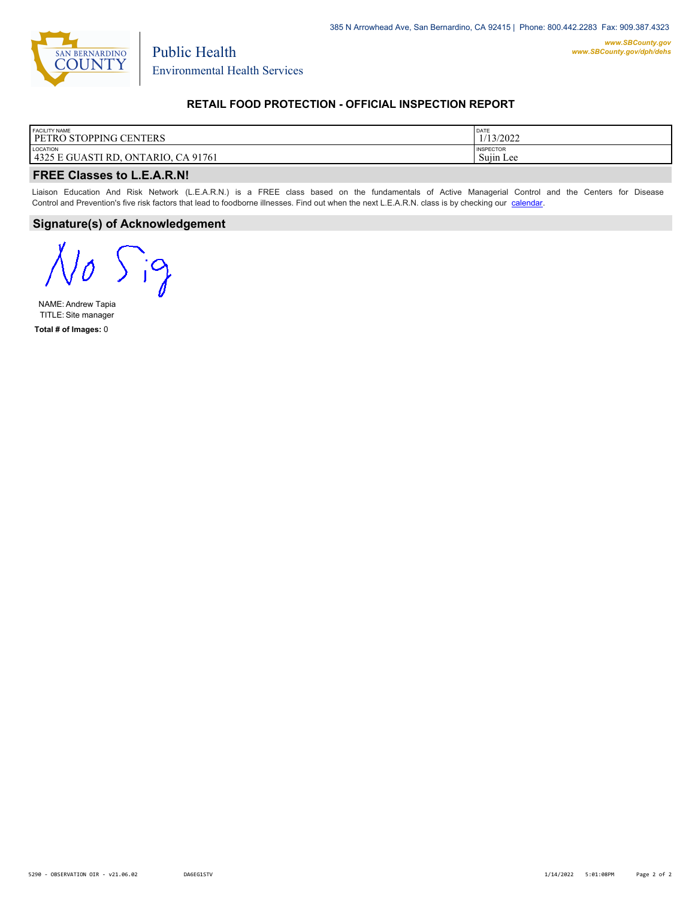385 N Arrowhead Ave, San Bernardino, CA 92415 | Phone: 800.442.2283 Fax: 909.387.4323

*www.SBCounty.gov*
*www.SBCounty.gov/dph/dehs*

Public Health
Environmental Health Services

## RETAIL FOOD PROTECTION - OFFICIAL INSPECTION REPORT

| | |
|---|---|
| FACILITY NAME<br>PETRO STOPPING CENTERS | DATE<br>1/13/2022 |
| LOCATION<br>4325 E GUASTI RD, ONTARIO, CA 91761 | INSPECTOR<br>Sujin Lee |

### FREE Classes to L.E.A.R.N!

Liaison Education And Risk Network (L.E.A.R.N.) is a FREE class based on the fundamentals of Active Managerial Control and the Centers for Disease Control and Prevention's five risk factors that lead to foodborne illnesses. Find out when the next L.E.A.R.N. class is by checking our calendar.

### Signature(s) of Acknowledgement

No Sig

NAME: Andrew Tapia
TITLE: Site manager

**Total # of Images:** 0

5290 - OBSERVATION OIR - v21.06.02 DA6EG1STV 1/14/2022 5:01:08PM